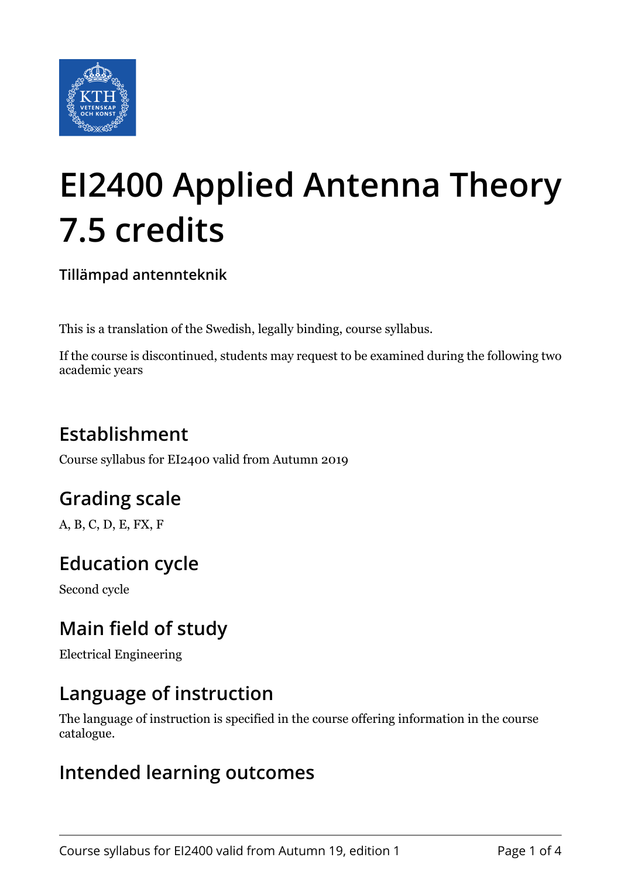# EI2400 Applied Antenna Theory 7.5 credits

**Tillämpad antennteknik**

This is a translation of the Swedish, legally binding, course syllabus.

If the course is discontinued, students may request to be examined during the following two academic years

## Establishment

Course syllabus for EI2400 valid from Autumn 2019

## Grading scale

A, B, C, D, E, FX, F

## Education cycle

Second cycle

## Main field of study

Electrical Engineering

## Language of instruction

The language of instruction is specified in the course offering information in the course catalogue.

## Intended learning outcomes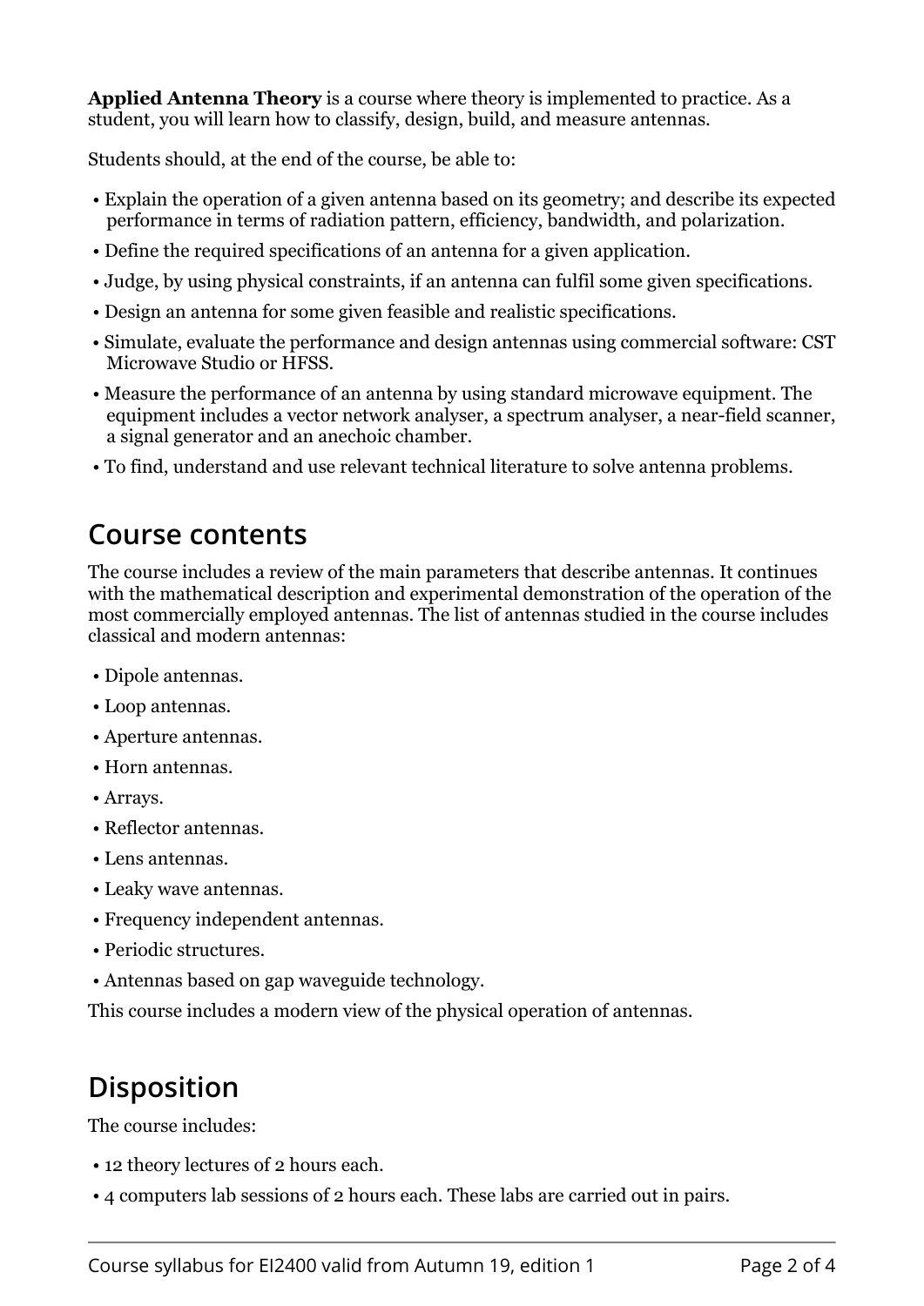**Applied Antenna Theory** is a course where theory is implemented to practice. As a student, you will learn how to classify, design, build, and measure antennas.

Students should, at the end of the course, be able to:

- Explain the operation of a given antenna based on its geometry; and describe its expected performance in terms of radiation pattern, efficiency, bandwidth, and polarization.
- Define the required specifications of an antenna for a given application.
- Judge, by using physical constraints, if an antenna can fulfil some given specifications.
- Design an antenna for some given feasible and realistic specifications.
- Simulate, evaluate the performance and design antennas using commercial software: CST Microwave Studio or HFSS.
- Measure the performance of an antenna by using standard microwave equipment. The equipment includes a vector network analyser, a spectrum analyser, a near-field scanner, a signal generator and an anechoic chamber.
- To find, understand and use relevant technical literature to solve antenna problems.

## Course contents

The course includes a review of the main parameters that describe antennas. It continues with the mathematical description and experimental demonstration of the operation of the most commercially employed antennas. The list of antennas studied in the course includes classical and modern antennas:

- Dipole antennas.
- Loop antennas.
- Aperture antennas.
- Horn antennas.
- Arrays.
- Reflector antennas.
- Lens antennas.
- Leaky wave antennas.
- Frequency independent antennas.
- Periodic structures.
- Antennas based on gap waveguide technology.

This course includes a modern view of the physical operation of antennas.

## Disposition

The course includes:

- 12 theory lectures of 2 hours each.
- 4 computers lab sessions of 2 hours each. These labs are carried out in pairs.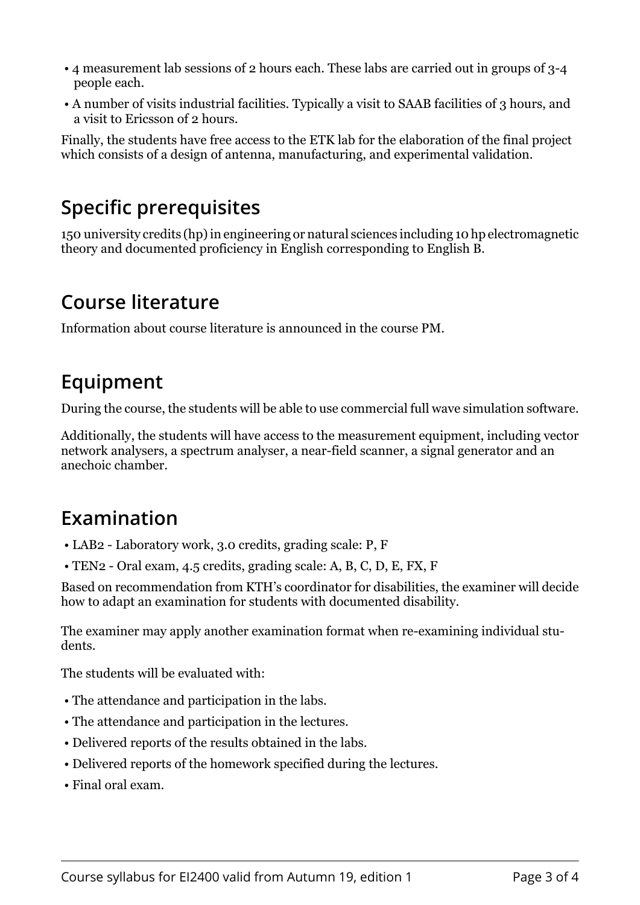- 4 measurement lab sessions of 2 hours each. These labs are carried out in groups of 3-4 people each.
- A number of visits industrial facilities. Typically a visit to SAAB facilities of 3 hours, and a visit to Ericsson of 2 hours.

Finally, the students have free access to the ETK lab for the elaboration of the final project which consists of a design of antenna, manufacturing, and experimental validation.

## Specific prerequisites

150 university credits (hp) in engineering or natural sciences including 10 hp electromagnetic theory and documented proficiency in English corresponding to English B.

## Course literature

Information about course literature is announced in the course PM.

## Equipment

During the course, the students will be able to use commercial full wave simulation software.

Additionally, the students will have access to the measurement equipment, including vector network analysers, a spectrum analyser, a near-field scanner, a signal generator and an anechoic chamber.

## Examination

- LAB2 - Laboratory work, 3.0 credits, grading scale: P, F
- TEN2 - Oral exam, 4.5 credits, grading scale: A, B, C, D, E, FX, F

Based on recommendation from KTH's coordinator for disabilities, the examiner will decide how to adapt an examination for students with documented disability.

The examiner may apply another examination format when re-examining individual students.

The students will be evaluated with:

- The attendance and participation in the labs.
- The attendance and participation in the lectures.
- Delivered reports of the results obtained in the labs.
- Delivered reports of the homework specified during the lectures.
- Final oral exam.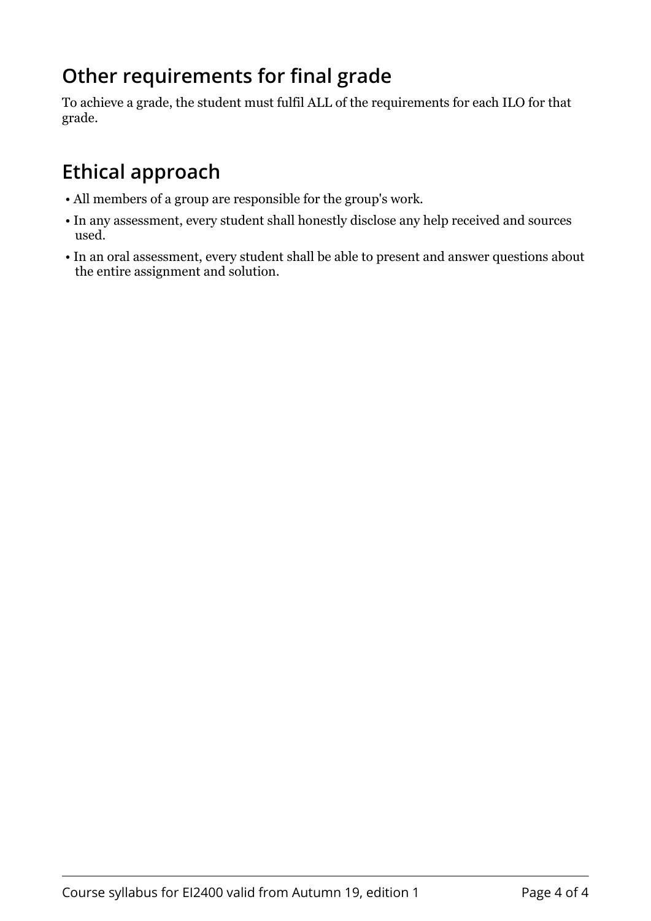## Other requirements for final grade

To achieve a grade, the student must fulfil ALL of the requirements for each ILO for that grade.

## Ethical approach

- All members of a group are responsible for the group's work.
- In any assessment, every student shall honestly disclose any help received and sources used.
- In an oral assessment, every student shall be able to present and answer questions about the entire assignment and solution.